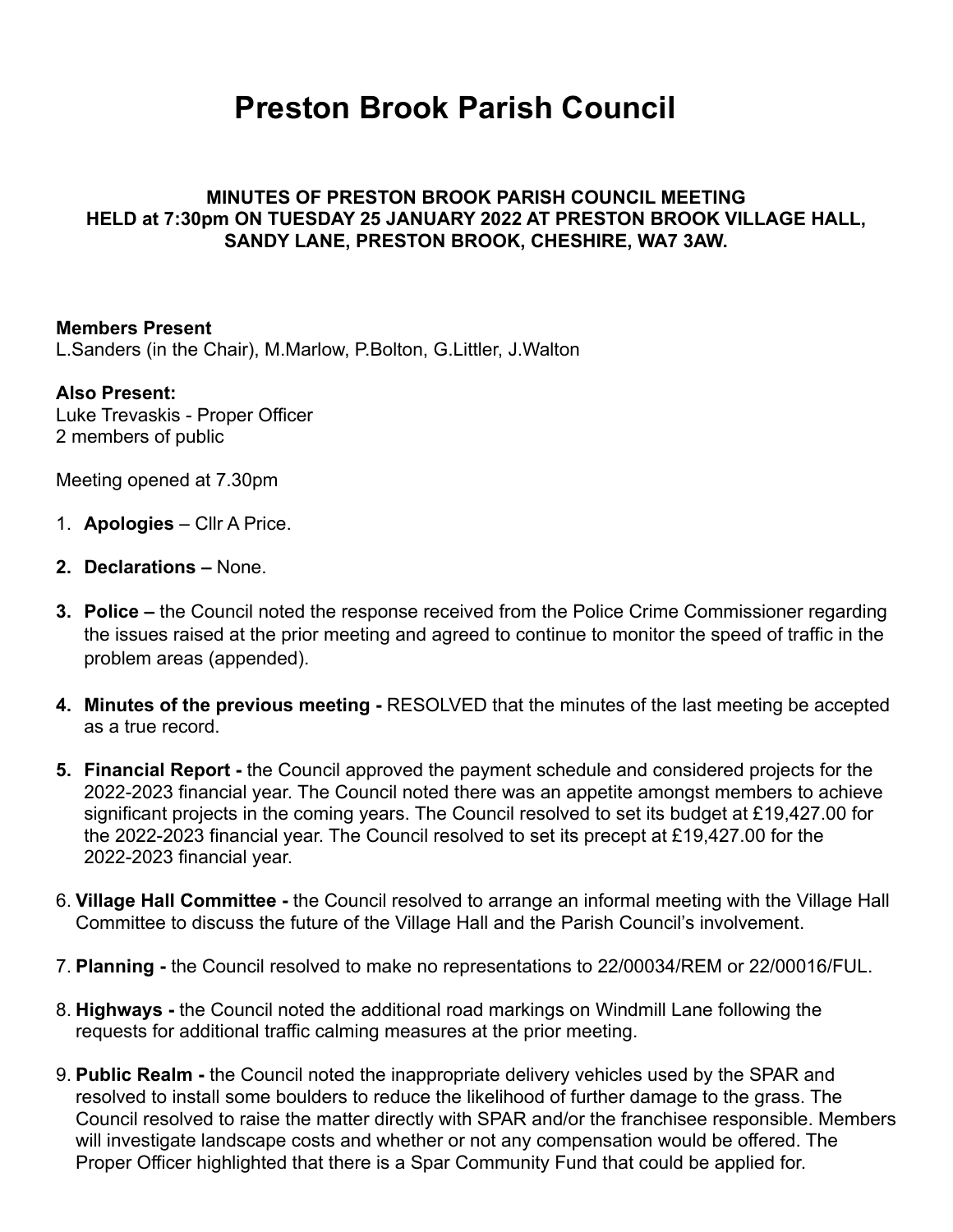# Preston Brook Parish Council

**MINUTES OF PRESTON BROOK PARISH COUNCIL MEETING HELD at 7:30pm ON TUESDAY 25 JANUARY 2022 AT PRESTON BROOK VILLAGE HALL, SANDY LANE, PRESTON BROOK, CHESHIRE, WA7 3AW.**

**Members Present**
L.Sanders (in the Chair), M.Marlow, P.Bolton, G.Littler, J.Walton

**Also Present:**
Luke Trevaskis - Proper Officer
2 members of public

Meeting opened at 7.30pm

1. **Apologies** – Cllr A Price.
2. **Declarations –** None.
3. **Police –** the Council noted the response received from the Police Crime Commissioner regarding the issues raised at the prior meeting and agreed to continue to monitor the speed of traffic in the problem areas (appended).
4. **Minutes of the previous meeting -** RESOLVED that the minutes of the last meeting be accepted as a true record.
5. **Financial Report -** the Council approved the payment schedule and considered projects for the 2022-2023 financial year. The Council noted there was an appetite amongst members to achieve significant projects in the coming years. The Council resolved to set its budget at £19,427.00 for the 2022-2023 financial year. The Council resolved to set its precept at £19,427.00 for the 2022-2023 financial year.
6. **Village Hall Committee -** the Council resolved to arrange an informal meeting with the Village Hall Committee to discuss the future of the Village Hall and the Parish Council's involvement.
7. **Planning -** the Council resolved to make no representations to 22/00034/REM or 22/00016/FUL.
8. **Highways -** the Council noted the additional road markings on Windmill Lane following the requests for additional traffic calming measures at the prior meeting.
9. **Public Realm -** the Council noted the inappropriate delivery vehicles used by the SPAR and resolved to install some boulders to reduce the likelihood of further damage to the grass. The Council resolved to raise the matter directly with SPAR and/or the franchisee responsible. Members will investigate landscape costs and whether or not any compensation would be offered. The Proper Officer highlighted that there is a Spar Community Fund that could be applied for.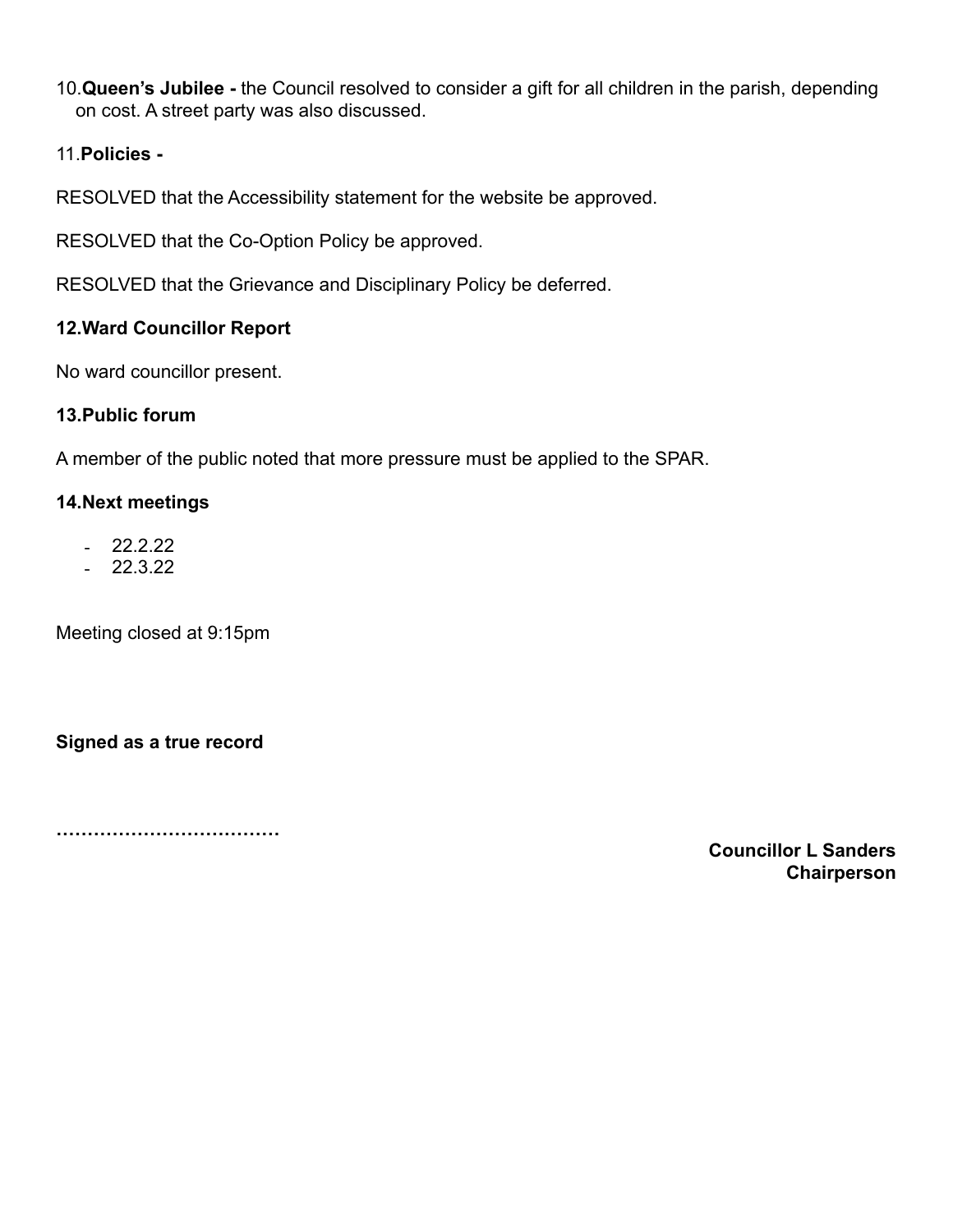10. **Queen's Jubilee -** the Council resolved to consider a gift for all children in the parish, depending on cost. A street party was also discussed.

11. **Policies -**

RESOLVED that the Accessibility statement for the website be approved.

RESOLVED that the Co-Option Policy be approved.

RESOLVED that the Grievance and Disciplinary Policy be deferred.

**12.Ward Councillor Report**

No ward councillor present.

**13.Public forum**

A member of the public noted that more pressure must be applied to the SPAR.

**14.Next meetings**

- 22.2.22
- 22.3.22

Meeting closed at 9:15pm

**Signed as a true record**

………………………………

**Councillor L Sanders**
**Chairperson**